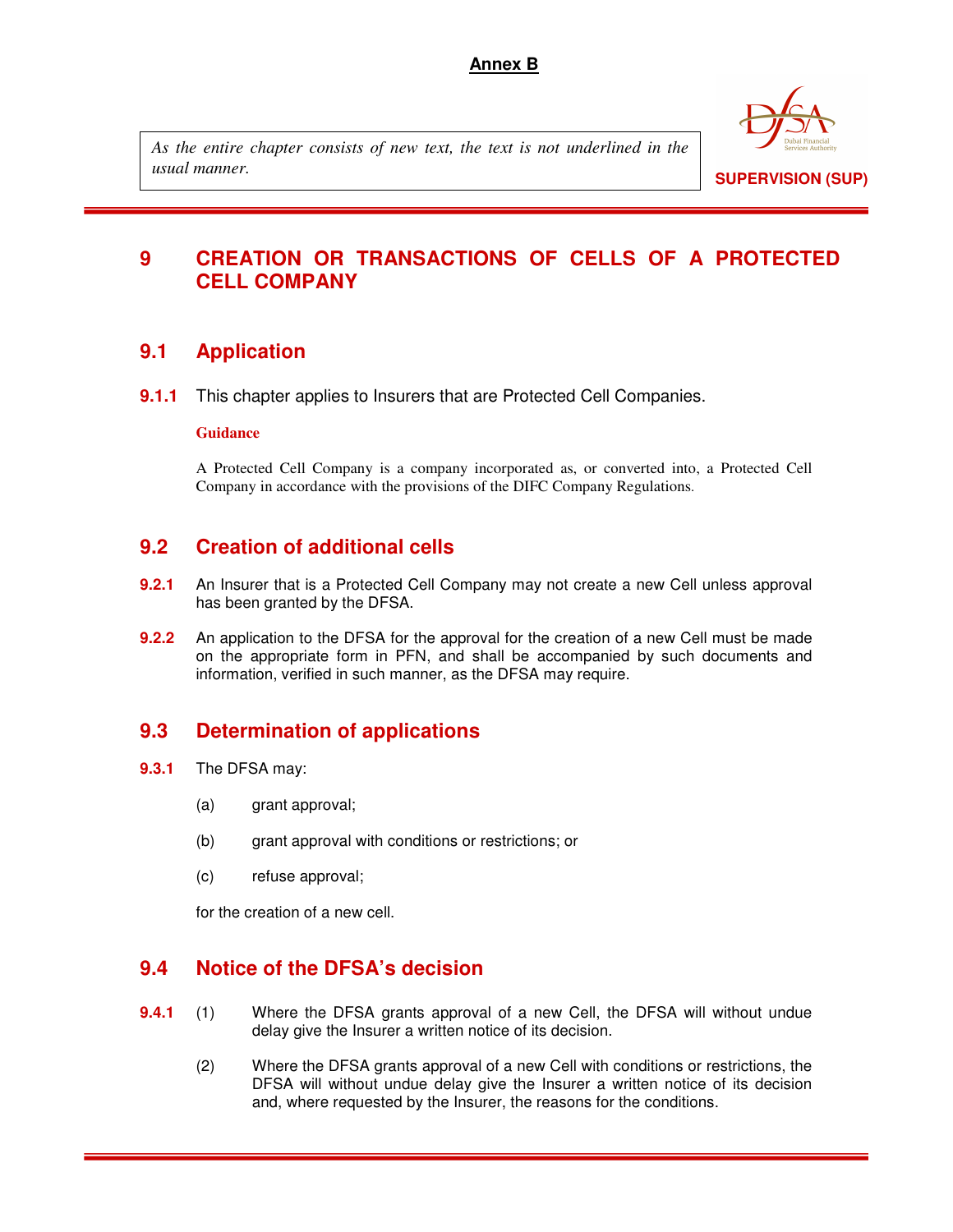**Annex B**

*As the entire chapter consists of new text, the text is not underlined in the usual manner.*

**SUPERVISION (SUP)**

# 9 CREATION OR TRANSACTIONS OF CELLS OF A PROTECTED CELL COMPANY

## 9.1 Application

**9.1.1** This chapter applies to Insurers that are Protected Cell Companies.

**Guidance**

A Protected Cell Company is a company incorporated as, or converted into, a Protected Cell Company in accordance with the provisions of the DIFC Company Regulations.

## 9.2 Creation of additional cells

**9.2.1** An Insurer that is a Protected Cell Company may not create a new Cell unless approval has been granted by the DFSA.

**9.2.2** An application to the DFSA for the approval for the creation of a new Cell must be made on the appropriate form in PFN, and shall be accompanied by such documents and information, verified in such manner, as the DFSA may require.

## 9.3 Determination of applications

**9.3.1** The DFSA may:

(a) grant approval;

(b) grant approval with conditions or restrictions; or

(c) refuse approval;

for the creation of a new cell.

## 9.4 Notice of the DFSA's decision

**9.4.1** (1) Where the DFSA grants approval of a new Cell, the DFSA will without undue delay give the Insurer a written notice of its decision.

(2) Where the DFSA grants approval of a new Cell with conditions or restrictions, the DFSA will without undue delay give the Insurer a written notice of its decision and, where requested by the Insurer, the reasons for the conditions.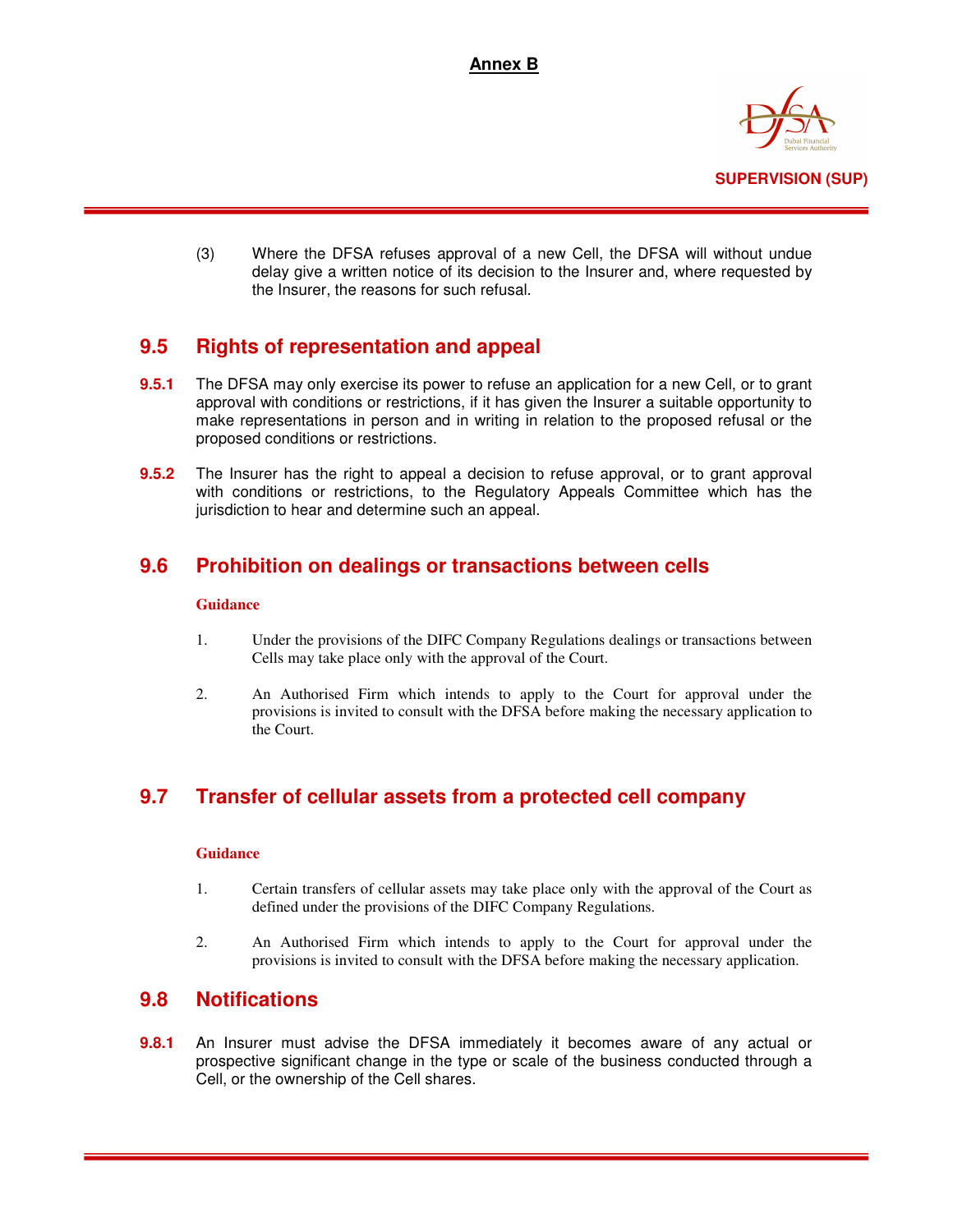(3) Where the DFSA refuses approval of a new Cell, the DFSA will without undue delay give a written notice of its decision to the Insurer and, where requested by the Insurer, the reasons for such refusal.

## 9.5 Rights of representation and appeal

**9.5.1** The DFSA may only exercise its power to refuse an application for a new Cell, or to grant approval with conditions or restrictions, if it has given the Insurer a suitable opportunity to make representations in person and in writing in relation to the proposed refusal or the proposed conditions or restrictions.

**9.5.2** The Insurer has the right to appeal a decision to refuse approval, or to grant approval with conditions or restrictions, to the Regulatory Appeals Committee which has the jurisdiction to hear and determine such an appeal.

## 9.6 Prohibition on dealings or transactions between cells

**Guidance**

1. Under the provisions of the DIFC Company Regulations dealings or transactions between Cells may take place only with the approval of the Court.

2. An Authorised Firm which intends to apply to the Court for approval under the provisions is invited to consult with the DFSA before making the necessary application to the Court.

## 9.7 Transfer of cellular assets from a protected cell company

**Guidance**

1. Certain transfers of cellular assets may take place only with the approval of the Court as defined under the provisions of the DIFC Company Regulations.

2. An Authorised Firm which intends to apply to the Court for approval under the provisions is invited to consult with the DFSA before making the necessary application.

## 9.8 Notifications

**9.8.1** An Insurer must advise the DFSA immediately it becomes aware of any actual or prospective significant change in the type or scale of the business conducted through a Cell, or the ownership of the Cell shares.